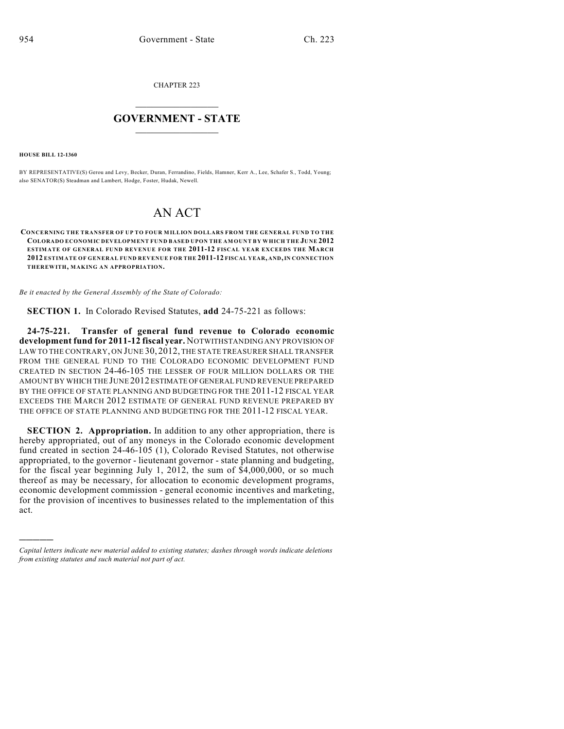CHAPTER 223

# GOVERNMENT - STATE

**HOUSE BILL 12-1360**

BY REPRESENTATIVE(S) Gerou and Levy, Becker, Duran, Ferrandino, Fields, Hamner, Kerr A., Lee, Schafer S., Todd, Young; also SENATOR(S) Steadman and Lambert, Hodge, Foster, Hudak, Newell.

# AN ACT

**CONCERNING THE TRANSFER OF UP TO FOUR MILLION DOLLARS FROM THE GENERAL FUND TO THE COLORADO ECONOMIC DEVELOPMENT FUND BASED UPON THE AMOUNT BY WHICH THE JUNE 2012 ESTIMATE OF GENERAL FUND REVENUE FOR THE 2011-12 FISCAL YEAR EXCEEDS THE MARCH 2012 ESTIMATE OF GENERAL FUND REVENUE FOR THE 2011-12 FISCAL YEAR, AND, IN CONNECTION THEREWITH, MAKING AN APPROPRIATION.**

*Be it enacted by the General Assembly of the State of Colorado:*

**SECTION 1.** In Colorado Revised Statutes, **add** 24-75-221 as follows:

**24-75-221. Transfer of general fund revenue to Colorado economic development fund for 2011-12 fiscal year.** NOTWITHSTANDING ANY PROVISION OF LAW TO THE CONTRARY, ON JUNE 30, 2012, THE STATE TREASURER SHALL TRANSFER FROM THE GENERAL FUND TO THE COLORADO ECONOMIC DEVELOPMENT FUND CREATED IN SECTION 24-46-105 THE LESSER OF FOUR MILLION DOLLARS OR THE AMOUNT BY WHICH THE JUNE 2012 ESTIMATE OF GENERAL FUND REVENUE PREPARED BY THE OFFICE OF STATE PLANNING AND BUDGETING FOR THE 2011-12 FISCAL YEAR EXCEEDS THE MARCH 2012 ESTIMATE OF GENERAL FUND REVENUE PREPARED BY THE OFFICE OF STATE PLANNING AND BUDGETING FOR THE 2011-12 FISCAL YEAR.

**SECTION 2. Appropriation.** In addition to any other appropriation, there is hereby appropriated, out of any moneys in the Colorado economic development fund created in section 24-46-105 (1), Colorado Revised Statutes, not otherwise appropriated, to the governor - lieutenant governor - state planning and budgeting, for the fiscal year beginning July 1, 2012, the sum of $4,000,000, or so much thereof as may be necessary, for allocation to economic development programs, economic development commission - general economic incentives and marketing, for the provision of incentives to businesses related to the implementation of this act.

---

*Capital letters indicate new material added to existing statutes; dashes through words indicate deletions from existing statutes and such material not part of act.*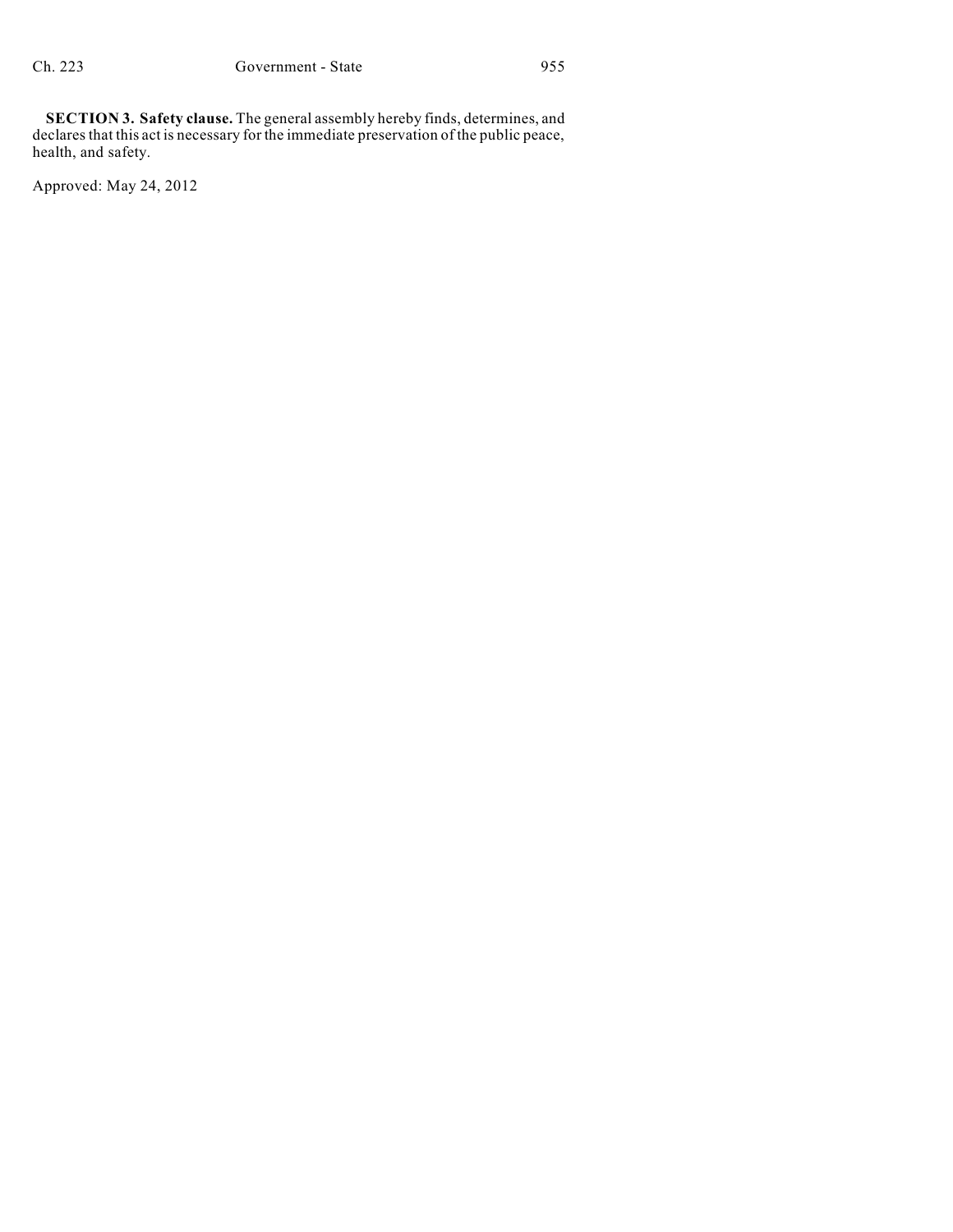**SECTION 3. Safety clause.** The general assembly hereby finds, determines, and declares that this act is necessary for the immediate preservation of the public peace, health, and safety.

Approved: May 24, 2012